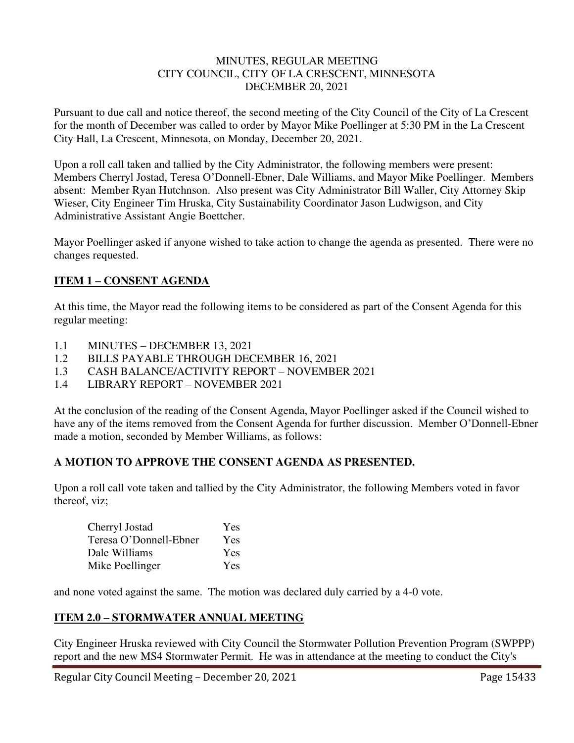MINUTES, REGULAR MEETING
CITY COUNCIL, CITY OF LA CRESCENT, MINNESOTA
DECEMBER 20, 2021

Pursuant to due call and notice thereof, the second meeting of the City Council of the City of La Crescent for the month of December was called to order by Mayor Mike Poellinger at 5:30 PM in the La Crescent City Hall, La Crescent, Minnesota, on Monday, December 20, 2021.

Upon a roll call taken and tallied by the City Administrator, the following members were present: Members Cherryl Jostad, Teresa O'Donnell-Ebner, Dale Williams, and Mayor Mike Poellinger. Members absent: Member Ryan Hutchnson. Also present was City Administrator Bill Waller, City Attorney Skip Wieser, City Engineer Tim Hruska, City Sustainability Coordinator Jason Ludwigson, and City Administrative Assistant Angie Boettcher.

Mayor Poellinger asked if anyone wished to take action to change the agenda as presented. There were no changes requested.

## ITEM 1 – CONSENT AGENDA

At this time, the Mayor read the following items to be considered as part of the Consent Agenda for this regular meeting:

1.1 MINUTES – DECEMBER 13, 2021
1.2 BILLS PAYABLE THROUGH DECEMBER 16, 2021
1.3 CASH BALANCE/ACTIVITY REPORT – NOVEMBER 2021
1.4 LIBRARY REPORT – NOVEMBER 2021

At the conclusion of the reading of the Consent Agenda, Mayor Poellinger asked if the Council wished to have any of the items removed from the Consent Agenda for further discussion. Member O'Donnell-Ebner made a motion, seconded by Member Williams, as follows:

**A MOTION TO APPROVE THE CONSENT AGENDA AS PRESENTED.**

Upon a roll call vote taken and tallied by the City Administrator, the following Members voted in favor thereof, viz;

| | |
|---|---|
| Cherryl Jostad | Yes |
| Teresa O'Donnell-Ebner | Yes |
| Dale Williams | Yes |
| Mike Poellinger | Yes |

and none voted against the same. The motion was declared duly carried by a 4-0 vote.

## ITEM 2.0 – STORMWATER ANNUAL MEETING

City Engineer Hruska reviewed with City Council the Stormwater Pollution Prevention Program (SWPPP) report and the new MS4 Stormwater Permit. He was in attendance at the meeting to conduct the City's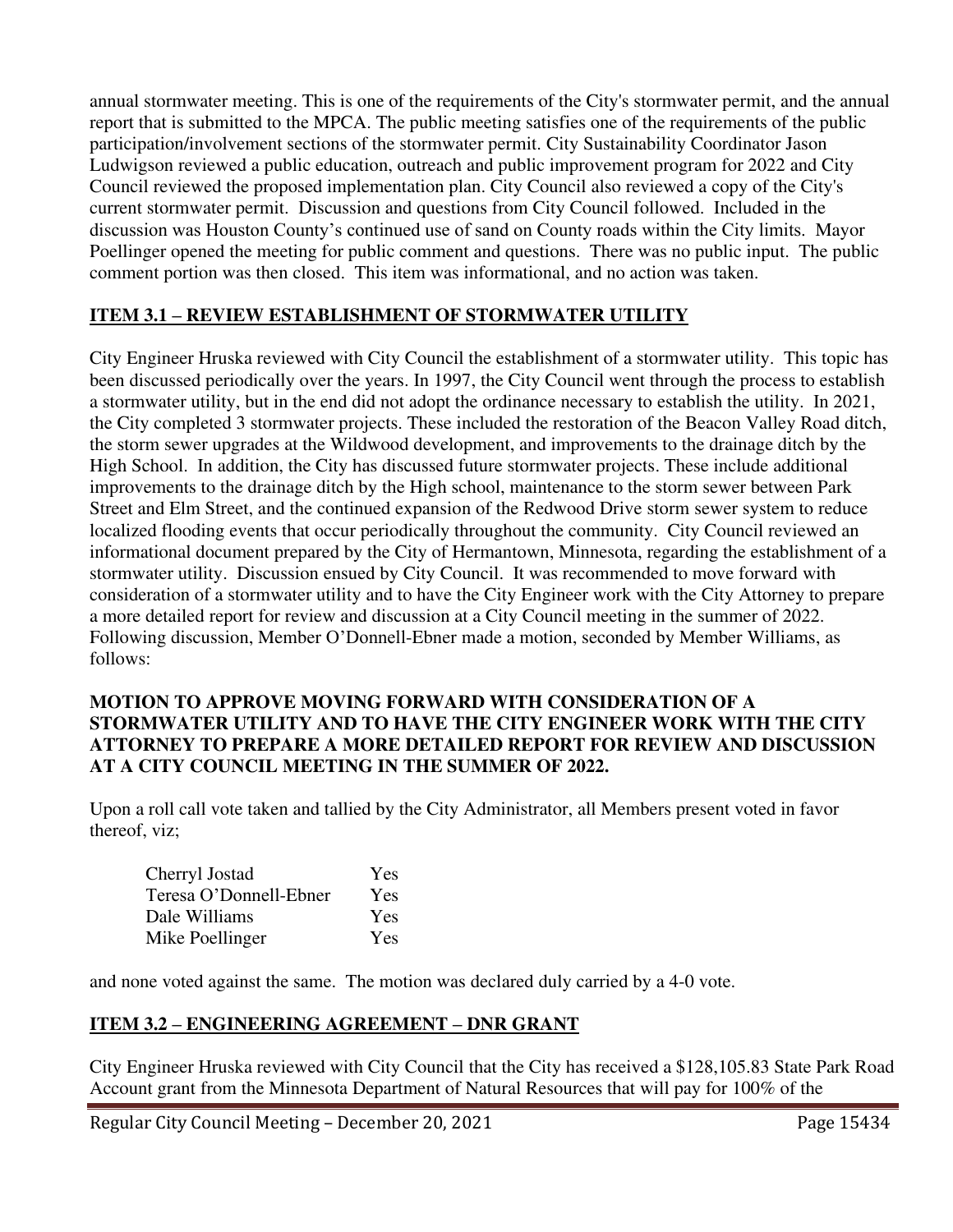annual stormwater meeting. This is one of the requirements of the City's stormwater permit, and the annual report that is submitted to the MPCA. The public meeting satisfies one of the requirements of the public participation/involvement sections of the stormwater permit. City Sustainability Coordinator Jason Ludwigson reviewed a public education, outreach and public improvement program for 2022 and City Council reviewed the proposed implementation plan. City Council also reviewed a copy of the City's current stormwater permit. Discussion and questions from City Council followed. Included in the discussion was Houston County's continued use of sand on County roads within the City limits. Mayor Poellinger opened the meeting for public comment and questions. There was no public input. The public comment portion was then closed. This item was informational, and no action was taken.

## ITEM 3.1 – REVIEW ESTABLISHMENT OF STORMWATER UTILITY

City Engineer Hruska reviewed with City Council the establishment of a stormwater utility. This topic has been discussed periodically over the years. In 1997, the City Council went through the process to establish a stormwater utility, but in the end did not adopt the ordinance necessary to establish the utility. In 2021, the City completed 3 stormwater projects. These included the restoration of the Beacon Valley Road ditch, the storm sewer upgrades at the Wildwood development, and improvements to the drainage ditch by the High School. In addition, the City has discussed future stormwater projects. These include additional improvements to the drainage ditch by the High school, maintenance to the storm sewer between Park Street and Elm Street, and the continued expansion of the Redwood Drive storm sewer system to reduce localized flooding events that occur periodically throughout the community. City Council reviewed an informational document prepared by the City of Hermantown, Minnesota, regarding the establishment of a stormwater utility. Discussion ensued by City Council. It was recommended to move forward with consideration of a stormwater utility and to have the City Engineer work with the City Attorney to prepare a more detailed report for review and discussion at a City Council meeting in the summer of 2022. Following discussion, Member O'Donnell-Ebner made a motion, seconded by Member Williams, as follows:

**MOTION TO APPROVE MOVING FORWARD WITH CONSIDERATION OF A STORMWATER UTILITY AND TO HAVE THE CITY ENGINEER WORK WITH THE CITY ATTORNEY TO PREPARE A MORE DETAILED REPORT FOR REVIEW AND DISCUSSION AT A CITY COUNCIL MEETING IN THE SUMMER OF 2022.**

Upon a roll call vote taken and tallied by the City Administrator, all Members present voted in favor thereof, viz;

| | |
|---|---|
| Cherryl Jostad | Yes |
| Teresa O'Donnell-Ebner | Yes |
| Dale Williams | Yes |
| Mike Poellinger | Yes |

and none voted against the same. The motion was declared duly carried by a 4-0 vote.

## ITEM 3.2 – ENGINEERING AGREEMENT – DNR GRANT

City Engineer Hruska reviewed with City Council that the City has received a $128,105.83 State Park Road Account grant from the Minnesota Department of Natural Resources that will pay for 100% of the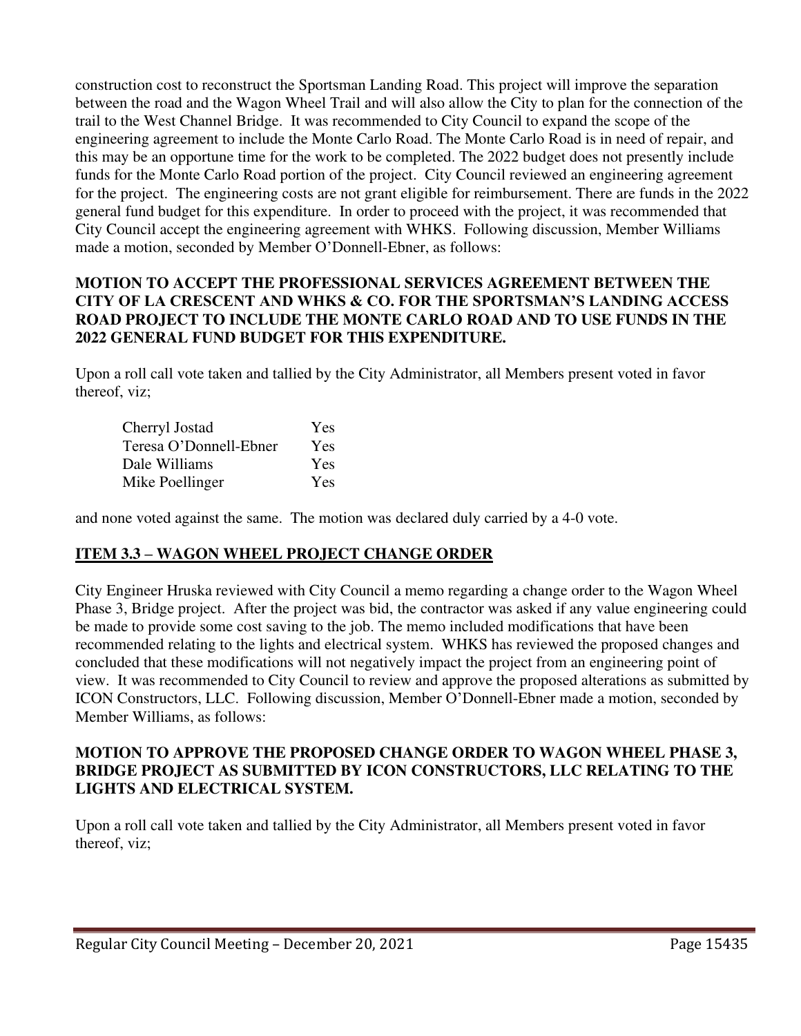construction cost to reconstruct the Sportsman Landing Road. This project will improve the separation between the road and the Wagon Wheel Trail and will also allow the City to plan for the connection of the trail to the West Channel Bridge. It was recommended to City Council to expand the scope of the engineering agreement to include the Monte Carlo Road. The Monte Carlo Road is in need of repair, and this may be an opportune time for the work to be completed. The 2022 budget does not presently include funds for the Monte Carlo Road portion of the project. City Council reviewed an engineering agreement for the project. The engineering costs are not grant eligible for reimbursement. There are funds in the 2022 general fund budget for this expenditure. In order to proceed with the project, it was recommended that City Council accept the engineering agreement with WHKS. Following discussion, Member Williams made a motion, seconded by Member O'Donnell-Ebner, as follows:

**MOTION TO ACCEPT THE PROFESSIONAL SERVICES AGREEMENT BETWEEN THE CITY OF LA CRESCENT AND WHKS & CO. FOR THE SPORTSMAN'S LANDING ACCESS ROAD PROJECT TO INCLUDE THE MONTE CARLO ROAD AND TO USE FUNDS IN THE 2022 GENERAL FUND BUDGET FOR THIS EXPENDITURE.**

Upon a roll call vote taken and tallied by the City Administrator, all Members present voted in favor thereof, viz;

| | |
|---|---|
| Cherryl Jostad | Yes |
| Teresa O'Donnell-Ebner | Yes |
| Dale Williams | Yes |
| Mike Poellinger | Yes |

and none voted against the same. The motion was declared duly carried by a 4-0 vote.

## ITEM 3.3 – WAGON WHEEL PROJECT CHANGE ORDER

City Engineer Hruska reviewed with City Council a memo regarding a change order to the Wagon Wheel Phase 3, Bridge project. After the project was bid, the contractor was asked if any value engineering could be made to provide some cost saving to the job. The memo included modifications that have been recommended relating to the lights and electrical system. WHKS has reviewed the proposed changes and concluded that these modifications will not negatively impact the project from an engineering point of view. It was recommended to City Council to review and approve the proposed alterations as submitted by ICON Constructors, LLC. Following discussion, Member O'Donnell-Ebner made a motion, seconded by Member Williams, as follows:

**MOTION TO APPROVE THE PROPOSED CHANGE ORDER TO WAGON WHEEL PHASE 3, BRIDGE PROJECT AS SUBMITTED BY ICON CONSTRUCTORS, LLC RELATING TO THE LIGHTS AND ELECTRICAL SYSTEM.**

Upon a roll call vote taken and tallied by the City Administrator, all Members present voted in favor thereof, viz;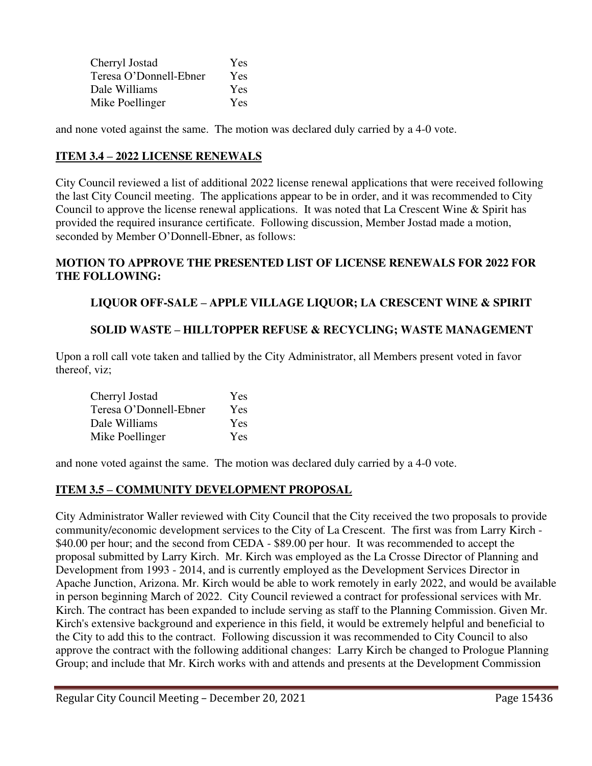| | |
|---|---|
| Cherryl Jostad | Yes |
| Teresa O'Donnell-Ebner | Yes |
| Dale Williams | Yes |
| Mike Poellinger | Yes |

and none voted against the same. The motion was declared duly carried by a 4-0 vote.

## ITEM 3.4 – 2022 LICENSE RENEWALS

City Council reviewed a list of additional 2022 license renewal applications that were received following the last City Council meeting. The applications appear to be in order, and it was recommended to City Council to approve the license renewal applications. It was noted that La Crescent Wine & Spirit has provided the required insurance certificate. Following discussion, Member Jostad made a motion, seconded by Member O'Donnell-Ebner, as follows:

**MOTION TO APPROVE THE PRESENTED LIST OF LICENSE RENEWALS FOR 2022 FOR THE FOLLOWING:**

**LIQUOR OFF-SALE – APPLE VILLAGE LIQUOR; LA CRESCENT WINE & SPIRIT**

**SOLID WASTE – HILLTOPPER REFUSE & RECYCLING; WASTE MANAGEMENT**

Upon a roll call vote taken and tallied by the City Administrator, all Members present voted in favor thereof, viz;

| | |
|---|---|
| Cherryl Jostad | Yes |
| Teresa O'Donnell-Ebner | Yes |
| Dale Williams | Yes |
| Mike Poellinger | Yes |

and none voted against the same. The motion was declared duly carried by a 4-0 vote.

## ITEM 3.5 – COMMUNITY DEVELOPMENT PROPOSAL

City Administrator Waller reviewed with City Council that the City received the two proposals to provide community/economic development services to the City of La Crescent. The first was from Larry Kirch - $40.00 per hour; and the second from CEDA - $89.00 per hour. It was recommended to accept the proposal submitted by Larry Kirch. Mr. Kirch was employed as the La Crosse Director of Planning and Development from 1993 - 2014, and is currently employed as the Development Services Director in Apache Junction, Arizona. Mr. Kirch would be able to work remotely in early 2022, and would be available in person beginning March of 2022. City Council reviewed a contract for professional services with Mr. Kirch. The contract has been expanded to include serving as staff to the Planning Commission. Given Mr. Kirch's extensive background and experience in this field, it would be extremely helpful and beneficial to the City to add this to the contract. Following discussion it was recommended to City Council to also approve the contract with the following additional changes: Larry Kirch be changed to Prologue Planning Group; and include that Mr. Kirch works with and attends and presents at the Development Commission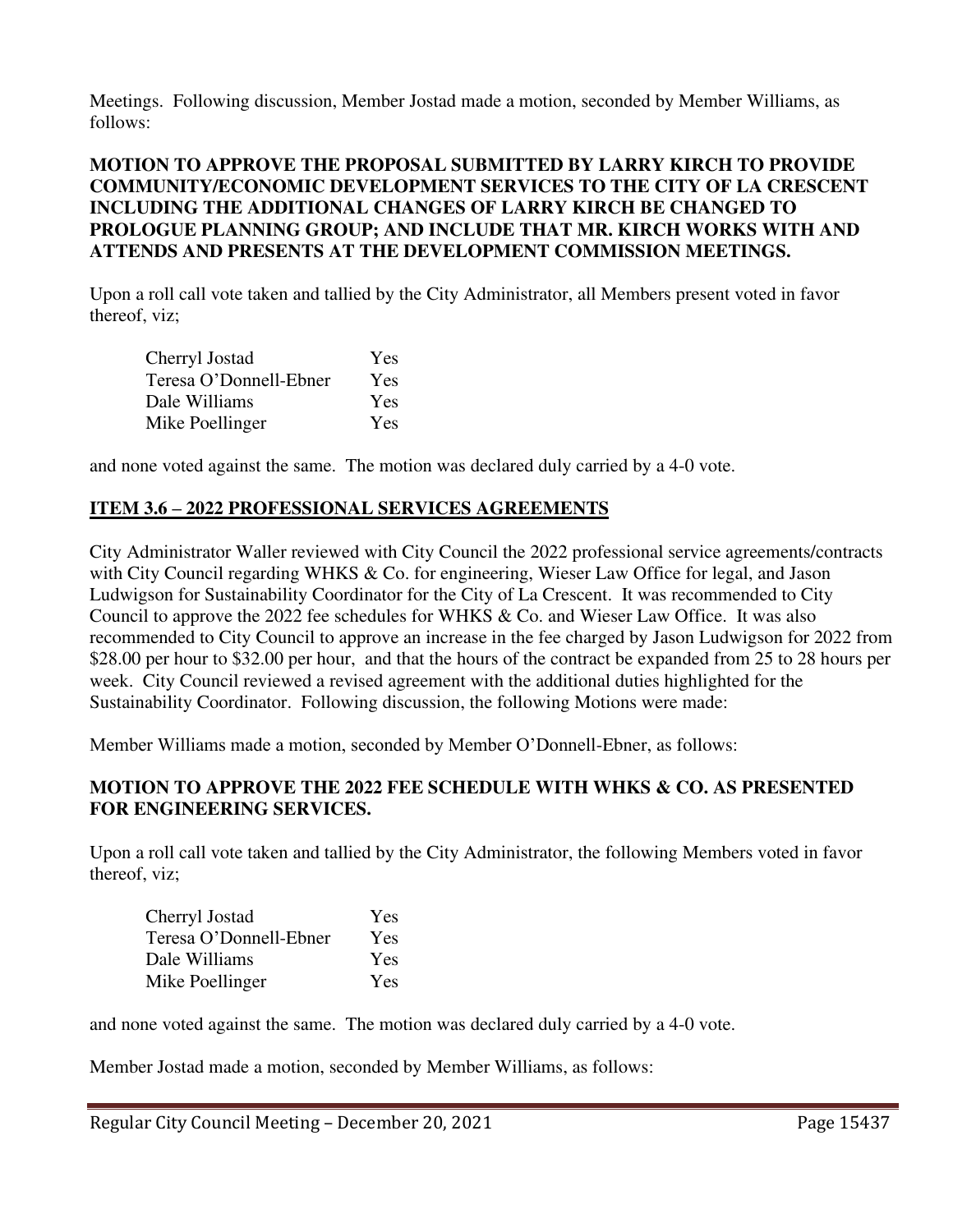Meetings. Following discussion, Member Jostad made a motion, seconded by Member Williams, as follows:

**MOTION TO APPROVE THE PROPOSAL SUBMITTED BY LARRY KIRCH TO PROVIDE COMMUNITY/ECONOMIC DEVELOPMENT SERVICES TO THE CITY OF LA CRESCENT INCLUDING THE ADDITIONAL CHANGES OF LARRY KIRCH BE CHANGED TO PROLOGUE PLANNING GROUP; AND INCLUDE THAT MR. KIRCH WORKS WITH AND ATTENDS AND PRESENTS AT THE DEVELOPMENT COMMISSION MEETINGS.**

Upon a roll call vote taken and tallied by the City Administrator, all Members present voted in favor thereof, viz;

| | |
|---|---|
| Cherryl Jostad | Yes |
| Teresa O'Donnell-Ebner | Yes |
| Dale Williams | Yes |
| Mike Poellinger | Yes |

and none voted against the same. The motion was declared duly carried by a 4-0 vote.

## ITEM 3.6 – 2022 PROFESSIONAL SERVICES AGREEMENTS

City Administrator Waller reviewed with City Council the 2022 professional service agreements/contracts with City Council regarding WHKS & Co. for engineering, Wieser Law Office for legal, and Jason Ludwigson for Sustainability Coordinator for the City of La Crescent. It was recommended to City Council to approve the 2022 fee schedules for WHKS & Co. and Wieser Law Office. It was also recommended to City Council to approve an increase in the fee charged by Jason Ludwigson for 2022 from $28.00 per hour to $32.00 per hour, and that the hours of the contract be expanded from 25 to 28 hours per week. City Council reviewed a revised agreement with the additional duties highlighted for the Sustainability Coordinator. Following discussion, the following Motions were made:

Member Williams made a motion, seconded by Member O'Donnell-Ebner, as follows:

**MOTION TO APPROVE THE 2022 FEE SCHEDULE WITH WHKS & CO. AS PRESENTED FOR ENGINEERING SERVICES.**

Upon a roll call vote taken and tallied by the City Administrator, the following Members voted in favor thereof, viz;

| | |
|---|---|
| Cherryl Jostad | Yes |
| Teresa O'Donnell-Ebner | Yes |
| Dale Williams | Yes |
| Mike Poellinger | Yes |

and none voted against the same. The motion was declared duly carried by a 4-0 vote.

Member Jostad made a motion, seconded by Member Williams, as follows: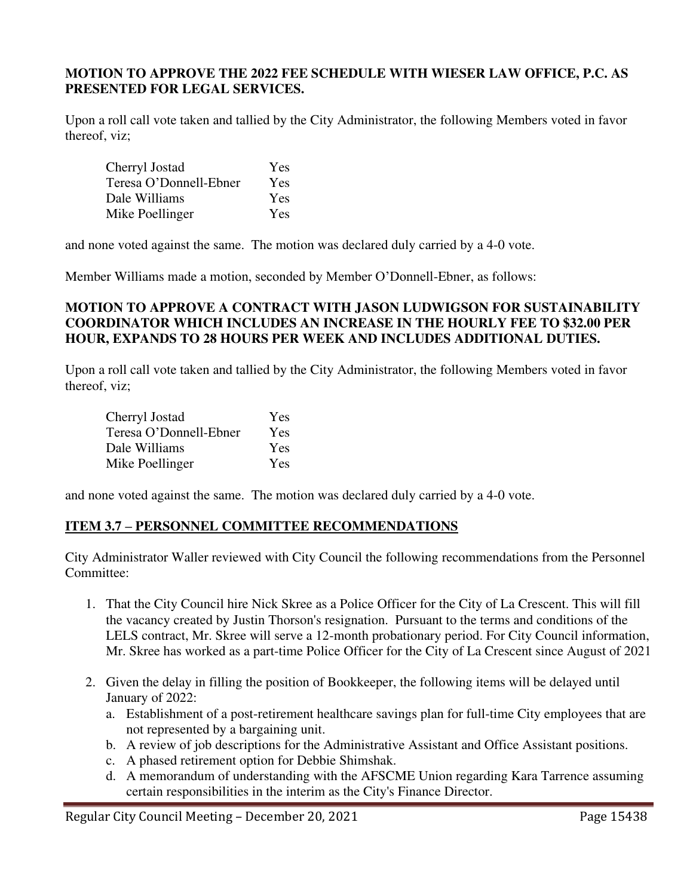**MOTION TO APPROVE THE 2022 FEE SCHEDULE WITH WIESER LAW OFFICE, P.C. AS PRESENTED FOR LEGAL SERVICES.**

Upon a roll call vote taken and tallied by the City Administrator, the following Members voted in favor thereof, viz;

| | |
|---|---|
| Cherryl Jostad | Yes |
| Teresa O'Donnell-Ebner | Yes |
| Dale Williams | Yes |
| Mike Poellinger | Yes |

and none voted against the same. The motion was declared duly carried by a 4-0 vote.

Member Williams made a motion, seconded by Member O'Donnell-Ebner, as follows:

**MOTION TO APPROVE A CONTRACT WITH JASON LUDWIGSON FOR SUSTAINABILITY COORDINATOR WHICH INCLUDES AN INCREASE IN THE HOURLY FEE TO $32.00 PER HOUR, EXPANDS TO 28 HOURS PER WEEK AND INCLUDES ADDITIONAL DUTIES.**

Upon a roll call vote taken and tallied by the City Administrator, the following Members voted in favor thereof, viz;

| | |
|---|---|
| Cherryl Jostad | Yes |
| Teresa O'Donnell-Ebner | Yes |
| Dale Williams | Yes |
| Mike Poellinger | Yes |

and none voted against the same. The motion was declared duly carried by a 4-0 vote.

## **ITEM 3.7 – PERSONNEL COMMITTEE RECOMMENDATIONS**

City Administrator Waller reviewed with City Council the following recommendations from the Personnel Committee:

1. That the City Council hire Nick Skree as a Police Officer for the City of La Crescent. This will fill the vacancy created by Justin Thorson's resignation. Pursuant to the terms and conditions of the LELS contract, Mr. Skree will serve a 12-month probationary period. For City Council information, Mr. Skree has worked as a part-time Police Officer for the City of La Crescent since August of 2021

2. Given the delay in filling the position of Bookkeeper, the following items will be delayed until January of 2022:
   a. Establishment of a post-retirement healthcare savings plan for full-time City employees that are not represented by a bargaining unit.
   b. A review of job descriptions for the Administrative Assistant and Office Assistant positions.
   c. A phased retirement option for Debbie Shimshak.
   d. A memorandum of understanding with the AFSCME Union regarding Kara Tarrence assuming certain responsibilities in the interim as the City's Finance Director.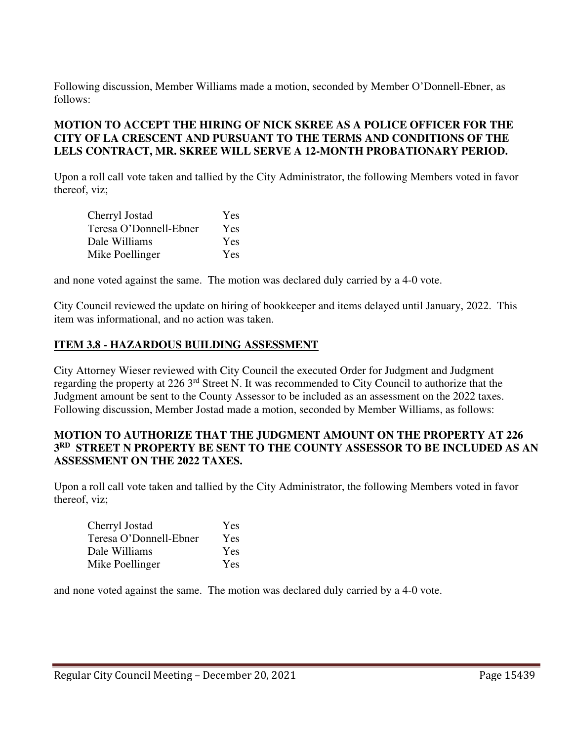Following discussion, Member Williams made a motion, seconded by Member O'Donnell-Ebner, as follows:

**MOTION TO ACCEPT THE HIRING OF NICK SKREE AS A POLICE OFFICER FOR THE CITY OF LA CRESCENT AND PURSUANT TO THE TERMS AND CONDITIONS OF THE LELS CONTRACT, MR. SKREE WILL SERVE A 12-MONTH PROBATIONARY PERIOD.**

Upon a roll call vote taken and tallied by the City Administrator, the following Members voted in favor thereof, viz;

| | |
|---|---|
| Cherryl Jostad | Yes |
| Teresa O'Donnell-Ebner | Yes |
| Dale Williams | Yes |
| Mike Poellinger | Yes |

and none voted against the same. The motion was declared duly carried by a 4-0 vote.

City Council reviewed the update on hiring of bookkeeper and items delayed until January, 2022. This item was informational, and no action was taken.

## ITEM 3.8 - HAZARDOUS BUILDING ASSESSMENT

City Attorney Wieser reviewed with City Council the executed Order for Judgment and Judgment regarding the property at 226 3rd Street N. It was recommended to City Council to authorize that the Judgment amount be sent to the County Assessor to be included as an assessment on the 2022 taxes. Following discussion, Member Jostad made a motion, seconded by Member Williams, as follows:

**MOTION TO AUTHORIZE THAT THE JUDGMENT AMOUNT ON THE PROPERTY AT 226 3RD STREET N PROPERTY BE SENT TO THE COUNTY ASSESSOR TO BE INCLUDED AS AN ASSESSMENT ON THE 2022 TAXES.**

Upon a roll call vote taken and tallied by the City Administrator, the following Members voted in favor thereof, viz;

| | |
|---|---|
| Cherryl Jostad | Yes |
| Teresa O'Donnell-Ebner | Yes |
| Dale Williams | Yes |
| Mike Poellinger | Yes |

and none voted against the same. The motion was declared duly carried by a 4-0 vote.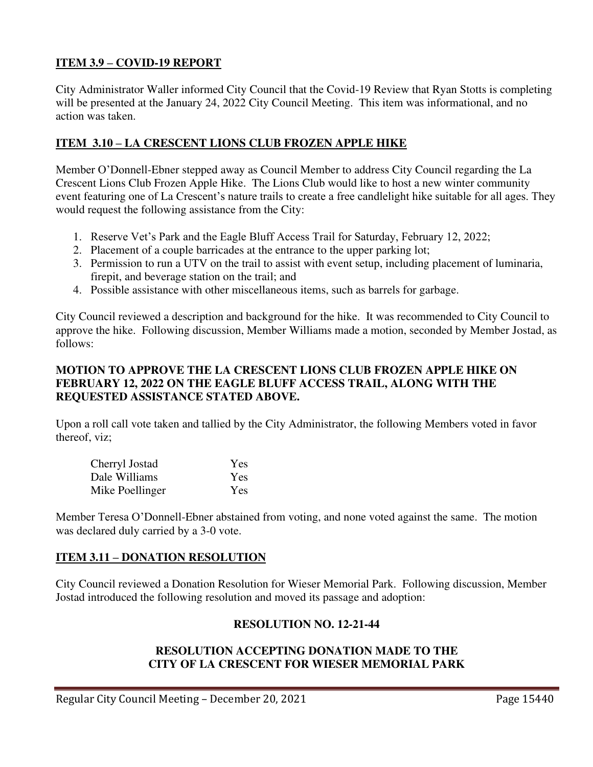## ITEM 3.9 – COVID-19 REPORT

City Administrator Waller informed City Council that the Covid-19 Review that Ryan Stotts is completing will be presented at the January 24, 2022 City Council Meeting. This item was informational, and no action was taken.

## ITEM 3.10 – LA CRESCENT LIONS CLUB FROZEN APPLE HIKE

Member O'Donnell-Ebner stepped away as Council Member to address City Council regarding the La Crescent Lions Club Frozen Apple Hike. The Lions Club would like to host a new winter community event featuring one of La Crescent's nature trails to create a free candlelight hike suitable for all ages. They would request the following assistance from the City:

1. Reserve Vet's Park and the Eagle Bluff Access Trail for Saturday, February 12, 2022;
2. Placement of a couple barricades at the entrance to the upper parking lot;
3. Permission to run a UTV on the trail to assist with event setup, including placement of luminaria, firepit, and beverage station on the trail; and
4. Possible assistance with other miscellaneous items, such as barrels for garbage.

City Council reviewed a description and background for the hike. It was recommended to City Council to approve the hike. Following discussion, Member Williams made a motion, seconded by Member Jostad, as follows:

**MOTION TO APPROVE THE LA CRESCENT LIONS CLUB FROZEN APPLE HIKE ON FEBRUARY 12, 2022 ON THE EAGLE BLUFF ACCESS TRAIL, ALONG WITH THE REQUESTED ASSISTANCE STATED ABOVE.**

Upon a roll call vote taken and tallied by the City Administrator, the following Members voted in favor thereof, viz;

| | |
|---|---|
| Cherryl Jostad | Yes |
| Dale Williams | Yes |
| Mike Poellinger | Yes |

Member Teresa O'Donnell-Ebner abstained from voting, and none voted against the same. The motion was declared duly carried by a 3-0 vote.

## ITEM 3.11 – DONATION RESOLUTION

City Council reviewed a Donation Resolution for Wieser Memorial Park. Following discussion, Member Jostad introduced the following resolution and moved its passage and adoption:

**RESOLUTION NO. 12-21-44**

**RESOLUTION ACCEPTING DONATION MADE TO THE CITY OF LA CRESCENT FOR WIESER MEMORIAL PARK**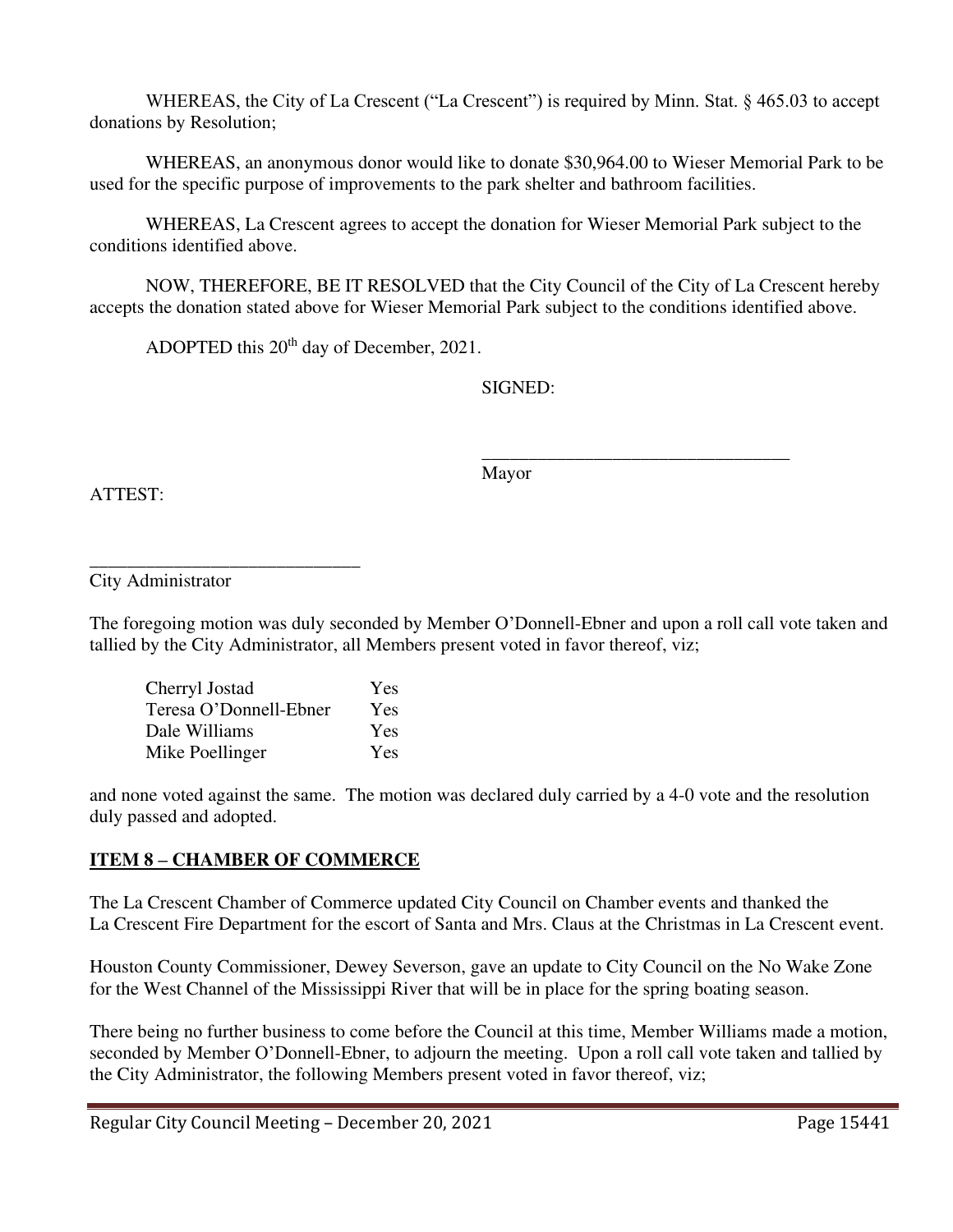WHEREAS, the City of La Crescent ("La Crescent") is required by Minn. Stat. § 465.03 to accept donations by Resolution;

WHEREAS, an anonymous donor would like to donate $30,964.00 to Wieser Memorial Park to be used for the specific purpose of improvements to the park shelter and bathroom facilities.

WHEREAS, La Crescent agrees to accept the donation for Wieser Memorial Park subject to the conditions identified above.

NOW, THEREFORE, BE IT RESOLVED that the City Council of the City of La Crescent hereby accepts the donation stated above for Wieser Memorial Park subject to the conditions identified above.

ADOPTED this 20th day of December, 2021.

SIGNED:

_________________________________
Mayor

ATTEST:

_____________________________
City Administrator

The foregoing motion was duly seconded by Member O'Donnell-Ebner and upon a roll call vote taken and tallied by the City Administrator, all Members present voted in favor thereof, viz;

| | |
|---|---|
| Cherryl Jostad | Yes |
| Teresa O'Donnell-Ebner | Yes |
| Dale Williams | Yes |
| Mike Poellinger | Yes |

and none voted against the same. The motion was declared duly carried by a 4-0 vote and the resolution duly passed and adopted.

## ITEM 8 – CHAMBER OF COMMERCE

The La Crescent Chamber of Commerce updated City Council on Chamber events and thanked the La Crescent Fire Department for the escort of Santa and Mrs. Claus at the Christmas in La Crescent event.

Houston County Commissioner, Dewey Severson, gave an update to City Council on the No Wake Zone for the West Channel of the Mississippi River that will be in place for the spring boating season.

There being no further business to come before the Council at this time, Member Williams made a motion, seconded by Member O'Donnell-Ebner, to adjourn the meeting. Upon a roll call vote taken and tallied by the City Administrator, the following Members present voted in favor thereof, viz;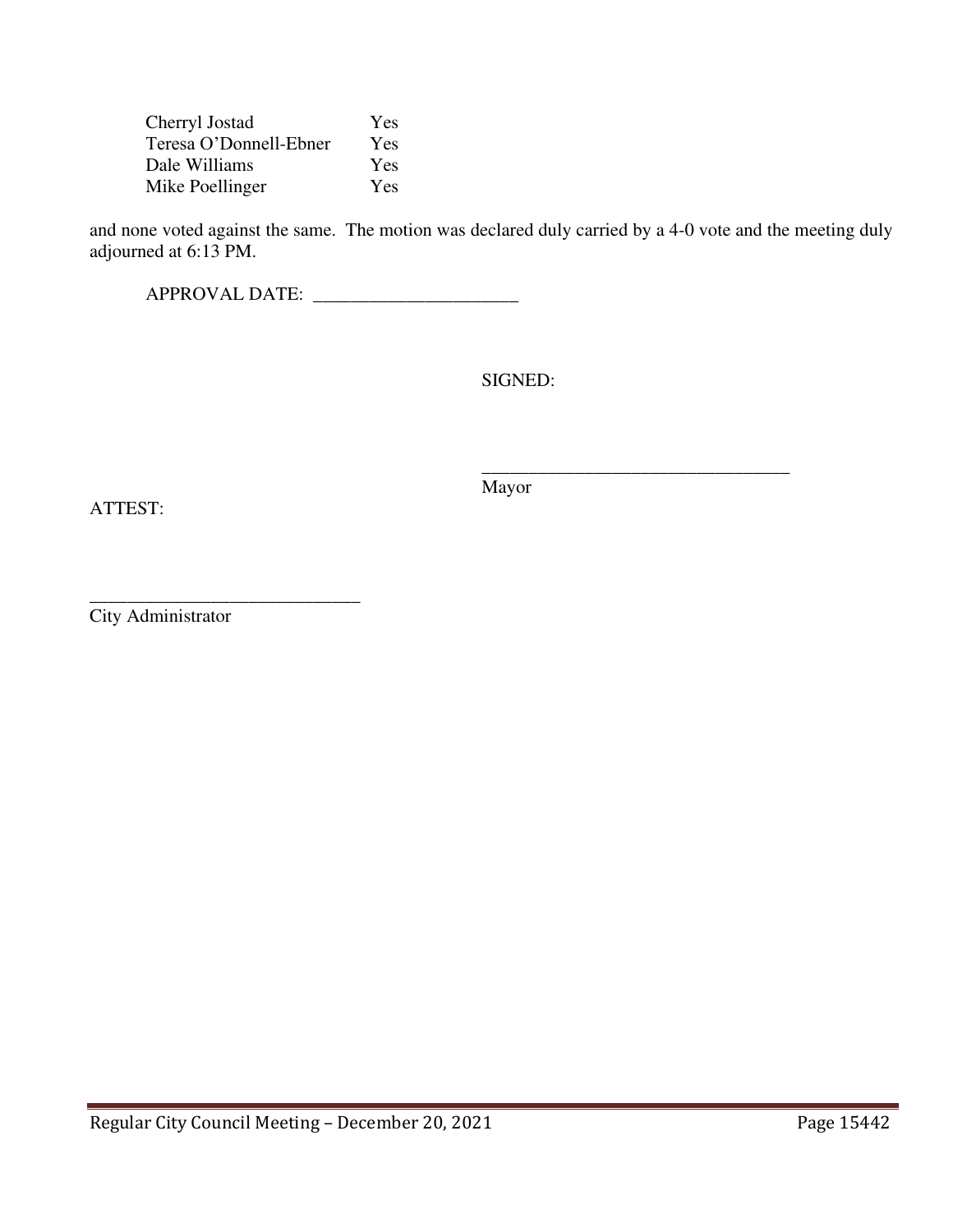| | |
|---|---|
| Cherryl Jostad | Yes |
| Teresa O'Donnell-Ebner | Yes |
| Dale Williams | Yes |
| Mike Poellinger | Yes |

and none voted against the same. The motion was declared duly carried by a 4-0 vote and the meeting duly adjourned at 6:13 PM.

APPROVAL DATE: ______________________

SIGNED:

_________________________________
Mayor

ATTEST:

______________________________
City Administrator